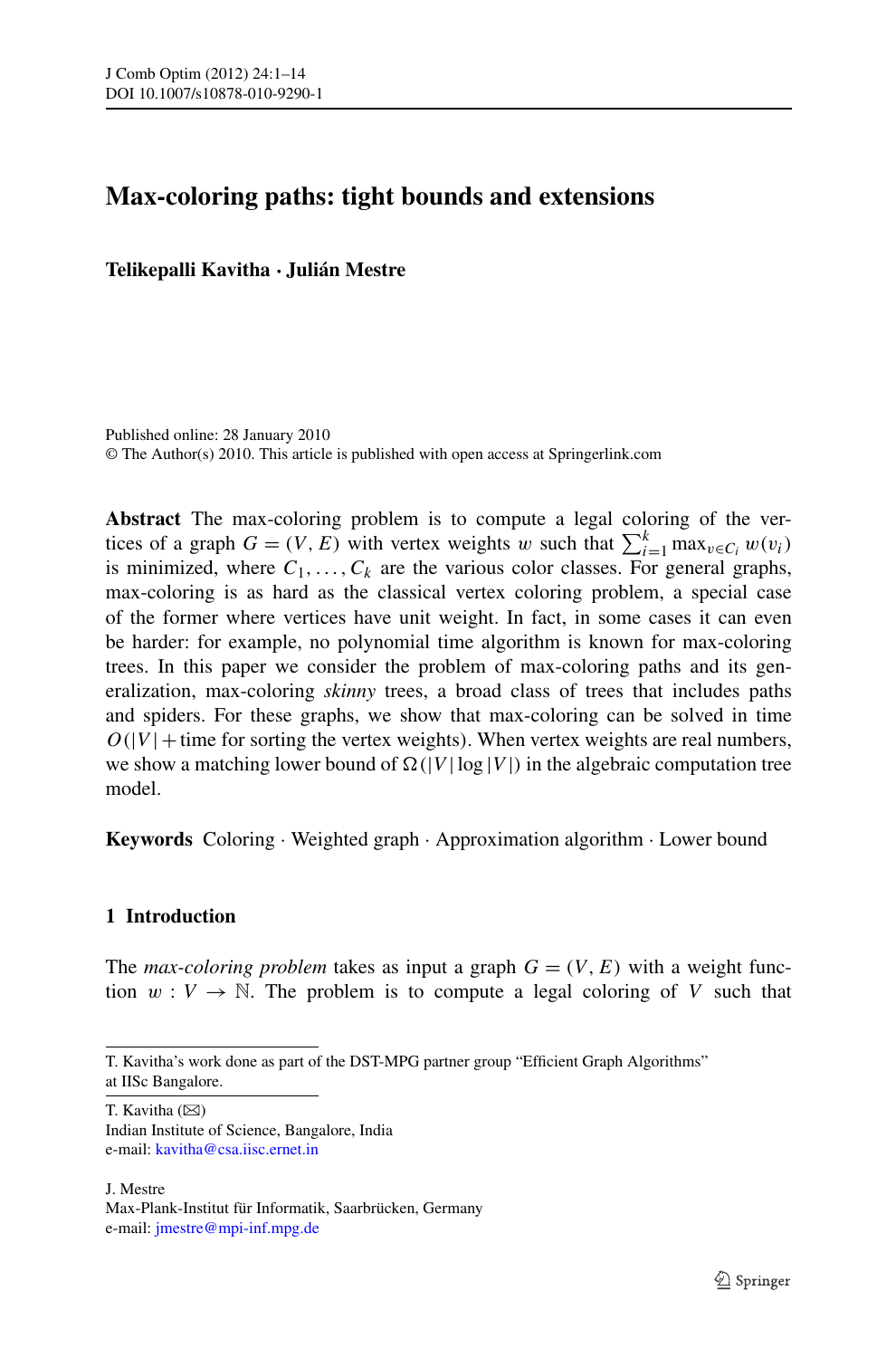# Max-coloring paths: tight bounds and extensions

**Telikepalli Kavitha · Julián Mestre**

Published online: 28 January 2010
© The Author(s) 2010. This article is published with open access at Springerlink.com

**Abstract** The max-coloring problem is to compute a legal coloring of the vertices of a graph $G = (V, E)$ with vertex weights $w$ such that $\sum_{i=1}^{k} \max_{v \in C_i} w(v_i)$ is minimized, where $C_1, \ldots, C_k$ are the various color classes. For general graphs, max-coloring is as hard as the classical vertex coloring problem, a special case of the former where vertices have unit weight. In fact, in some cases it can even be harder: for example, no polynomial time algorithm is known for max-coloring trees. In this paper we consider the problem of max-coloring paths and its generalization, max-coloring *skinny* trees, a broad class of trees that includes paths and spiders. For these graphs, we show that max-coloring can be solved in time $O(|V| +$ time for sorting the vertex weights$)$. When vertex weights are real numbers, we show a matching lower bound of $\Omega(|V| \log |V|)$ in the algebraic computation tree model.

**Keywords** Coloring · Weighted graph · Approximation algorithm · Lower bound

## 1 Introduction

The *max-coloring problem* takes as input a graph $G = (V, E)$ with a weight function $w : V \rightarrow \mathbb{N}$. The problem is to compute a legal coloring of $V$ such that

---

T. Kavitha's work done as part of the DST-MPG partner group "Efficient Graph Algorithms" at IISc Bangalore.

T. Kavitha (✉)
Indian Institute of Science, Bangalore, India
e-mail: kavitha@csa.iisc.ernet.in

J. Mestre
Max-Plank-Institut für Informatik, Saarbrücken, Germany
e-mail: jmestre@mpi-inf.mpg.de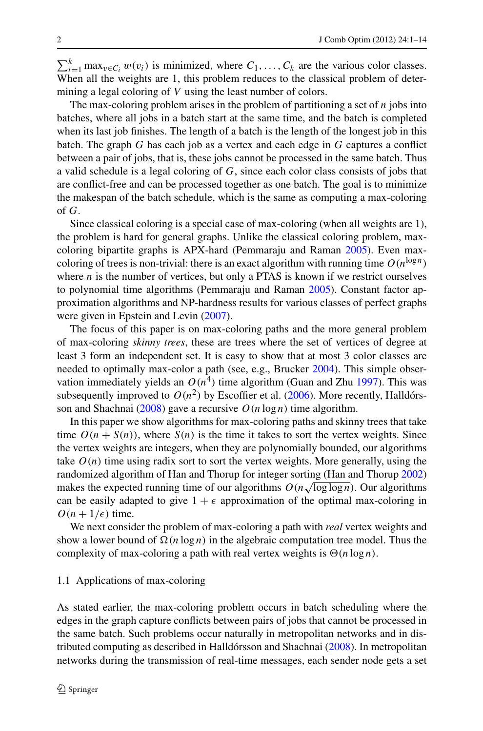$\sum_{i=1}^{k} \max_{v \in C_i} w(v_i)$ is minimized, where $C_1, \ldots, C_k$ are the various color classes. When all the weights are 1, this problem reduces to the classical problem of determining a legal coloring of $V$ using the least number of colors.

The max-coloring problem arises in the problem of partitioning a set of $n$ jobs into batches, where all jobs in a batch start at the same time, and the batch is completed when its last job finishes. The length of a batch is the length of the longest job in this batch. The graph $G$ has each job as a vertex and each edge in $G$ captures a conflict between a pair of jobs, that is, these jobs cannot be processed in the same batch. Thus a valid schedule is a legal coloring of $G$, since each color class consists of jobs that are conflict-free and can be processed together as one batch. The goal is to minimize the makespan of the batch schedule, which is the same as computing a max-coloring of $G$.

Since classical coloring is a special case of max-coloring (when all weights are 1), the problem is hard for general graphs. Unlike the classical coloring problem, max-coloring bipartite graphs is APX-hard (Pemmaraju and Raman 2005). Even max-coloring of trees is non-trivial: there is an exact algorithm with running time $O(n^{\log n})$ where $n$ is the number of vertices, but only a PTAS is known if we restrict ourselves to polynomial time algorithms (Pemmaraju and Raman 2005). Constant factor approximation algorithms and NP-hardness results for various classes of perfect graphs were given in Epstein and Levin (2007).

The focus of this paper is on max-coloring paths and the more general problem of max-coloring *skinny trees*, these are trees where the set of vertices of degree at least 3 form an independent set. It is easy to show that at most 3 color classes are needed to optimally max-color a path (see, e.g., Brucker 2004). This simple observation immediately yields an $O(n^4)$ time algorithm (Guan and Zhu 1997). This was subsequently improved to $O(n^2)$ by Escoffier et al. (2006). More recently, Halldórsson and Shachnai (2008) gave a recursive $O(n \log n)$ time algorithm.

In this paper we show algorithms for max-coloring paths and skinny trees that take time $O(n + S(n))$, where $S(n)$ is the time it takes to sort the vertex weights. Since the vertex weights are integers, when they are polynomially bounded, our algorithms take $O(n)$ time using radix sort to sort the vertex weights. More generally, using the randomized algorithm of Han and Thorup for integer sorting (Han and Thorup 2002) makes the expected running time of our algorithms $O(n\sqrt{\log \log n})$. Our algorithms can be easily adapted to give $1 + \epsilon$ approximation of the optimal max-coloring in $O(n + 1/\epsilon)$ time.

We next consider the problem of max-coloring a path with *real* vertex weights and show a lower bound of $\Omega(n \log n)$ in the algebraic computation tree model. Thus the complexity of max-coloring a path with real vertex weights is $\Theta(n \log n)$.

### 1.1 Applications of max-coloring

As stated earlier, the max-coloring problem occurs in batch scheduling where the edges in the graph capture conflicts between pairs of jobs that cannot be processed in the same batch. Such problems occur naturally in metropolitan networks and in distributed computing as described in Halldórsson and Shachnai (2008). In metropolitan networks during the transmission of real-time messages, each sender node gets a set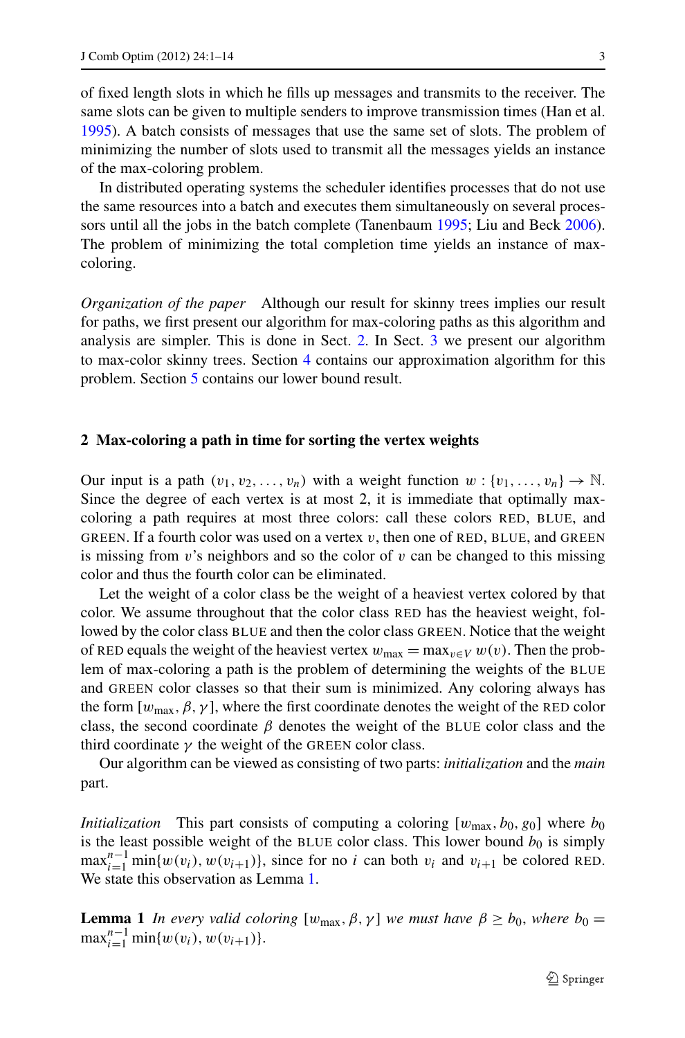of fixed length slots in which he fills up messages and transmits to the receiver. The same slots can be given to multiple senders to improve transmission times (Han et al. 1995). A batch consists of messages that use the same set of slots. The problem of minimizing the number of slots used to transmit all the messages yields an instance of the max-coloring problem.

In distributed operating systems the scheduler identifies processes that do not use the same resources into a batch and executes them simultaneously on several processors until all the jobs in the batch complete (Tanenbaum 1995; Liu and Beck 2006). The problem of minimizing the total completion time yields an instance of max-coloring.

*Organization of the paper* Although our result for skinny trees implies our result for paths, we first present our algorithm for max-coloring paths as this algorithm and analysis are simpler. This is done in Sect. 2. In Sect. 3 we present our algorithm to max-color skinny trees. Section 4 contains our approximation algorithm for this problem. Section 5 contains our lower bound result.

## 2 Max-coloring a path in time for sorting the vertex weights

Our input is a path $(v_1, v_2, \ldots, v_n)$ with a weight function $w : \{v_1, \ldots, v_n\} \to \mathbb{N}$. Since the degree of each vertex is at most 2, it is immediate that optimally max-coloring a path requires at most three colors: call these colors RED, BLUE, and GREEN. If a fourth color was used on a vertex $v$, then one of RED, BLUE, and GREEN is missing from $v$'s neighbors and so the color of $v$ can be changed to this missing color and thus the fourth color can be eliminated.

Let the weight of a color class be the weight of a heaviest vertex colored by that color. We assume throughout that the color class RED has the heaviest weight, followed by the color class BLUE and then the color class GREEN. Notice that the weight of RED equals the weight of the heaviest vertex $w_{\max} = \max_{v \in V} w(v)$. Then the problem of max-coloring a path is the problem of determining the weights of the BLUE and GREEN color classes so that their sum is minimized. Any coloring always has the form $[w_{\max}, \beta, \gamma]$, where the first coordinate denotes the weight of the RED color class, the second coordinate $\beta$ denotes the weight of the BLUE color class and the third coordinate $\gamma$ the weight of the GREEN color class.

Our algorithm can be viewed as consisting of two parts: *initialization* and the *main* part.

*Initialization* This part consists of computing a coloring $[w_{\max}, b_0, g_0]$ where $b_0$ is the least possible weight of the BLUE color class. This lower bound $b_0$ is simply $\max_{i=1}^{n-1} \min\{w(v_i), w(v_{i+1})\}$, since for no $i$ can both $v_i$ and $v_{i+1}$ be colored RED. We state this observation as Lemma 1.

**Lemma 1** *In every valid coloring $[w_{\max}, \beta, \gamma]$ we must have $\beta \geq b_0$, where $b_0 = \max_{i=1}^{n-1} \min\{w(v_i), w(v_{i+1})\}$.*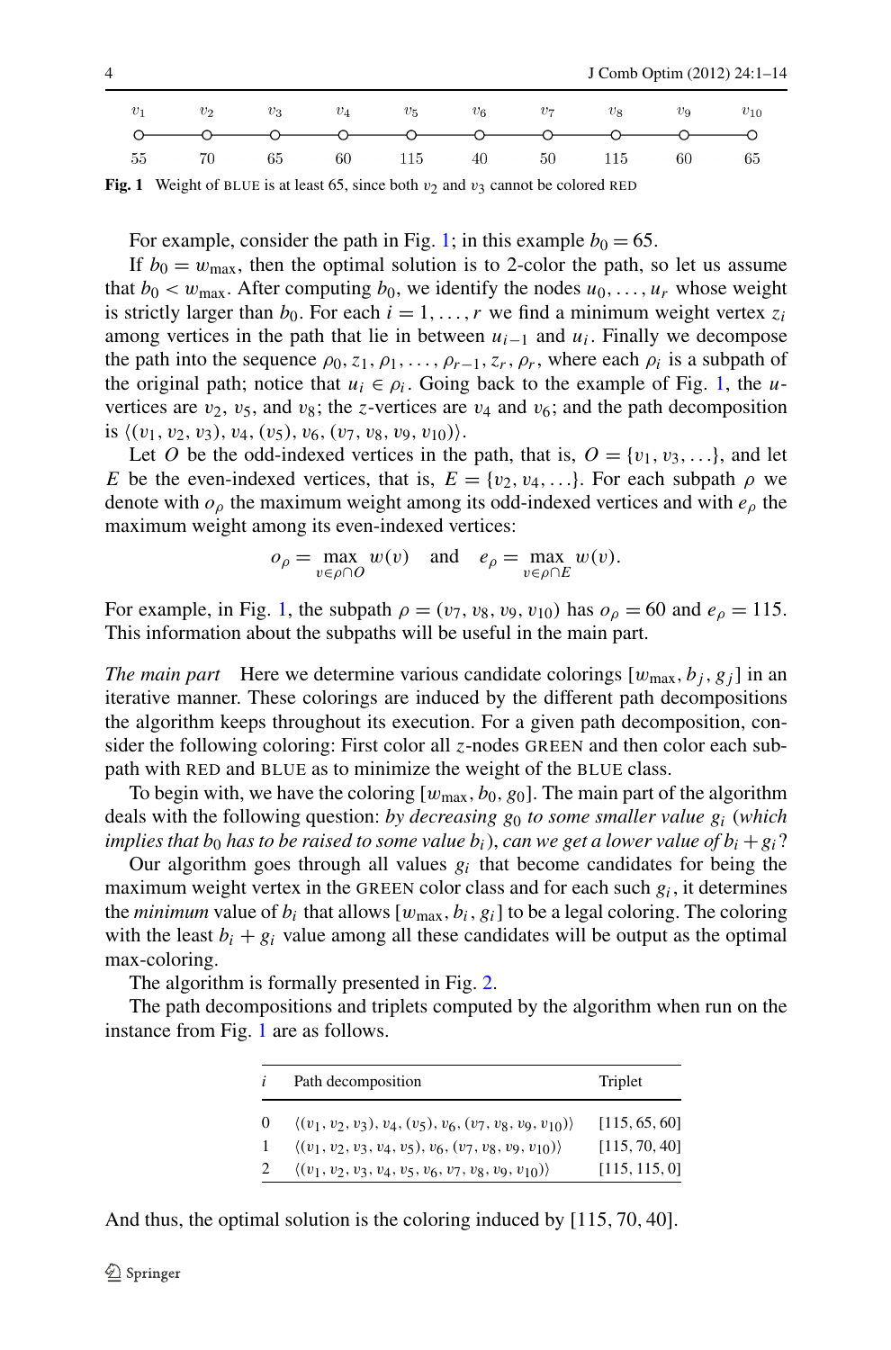| $v_1$ | $v_2$ | $v_3$ | $v_4$ | $v_5$ | $v_6$ | $v_7$ | $v_8$ | $v_9$ | $v_{10}$ |
|---|---|---|---|---|---|---|---|---|---|
| 55 | 70 | 65 | 60 | 115 | 40 | 50 | 115 | 60 | 65 |

**Fig. 1** Weight of BLUE is at least 65, since both $v_2$ and $v_3$ cannot be colored RED

For example, consider the path in Fig. 1; in this example $b_0 = 65$.

If $b_0 = w_{\max}$, then the optimal solution is to 2-color the path, so let us assume that $b_0 < w_{\max}$. After computing $b_0$, we identify the nodes $u_0, \ldots, u_r$ whose weight is strictly larger than $b_0$. For each $i = 1, \ldots, r$ we find a minimum weight vertex $z_i$ among vertices in the path that lie in between $u_{i-1}$ and $u_i$. Finally we decompose the path into the sequence $\rho_0, z_1, \rho_1, \ldots, \rho_{r-1}, z_r, \rho_r$, where each $\rho_i$ is a subpath of the original path; notice that $u_i \in \rho_i$. Going back to the example of Fig. 1, the $u$-vertices are $v_2$, $v_5$, and $v_8$; the $z$-vertices are $v_4$ and $v_6$; and the path decomposition is $\langle (v_1, v_2, v_3), v_4, (v_5), v_6, (v_7, v_8, v_9, v_{10}) \rangle$.

Let $O$ be the odd-indexed vertices in the path, that is, $O = \{v_1, v_3, \ldots\}$, and let $E$ be the even-indexed vertices, that is, $E = \{v_2, v_4, \ldots\}$. For each subpath $\rho$ we denote with $o_\rho$ the maximum weight among its odd-indexed vertices and with $e_\rho$ the maximum weight among its even-indexed vertices:

$$o_\rho = \max_{v \in \rho \cap O} w(v) \quad \text{and} \quad e_\rho = \max_{v \in \rho \cap E} w(v).$$

For example, in Fig. 1, the subpath $\rho = (v_7, v_8, v_9, v_{10})$ has $o_\rho = 60$ and $e_\rho = 115$. This information about the subpaths will be useful in the main part.

*The main part* Here we determine various candidate colorings $[w_{\max}, b_j, g_j]$ in an iterative manner. These colorings are induced by the different path decompositions the algorithm keeps throughout its execution. For a given path decomposition, consider the following coloring: First color all $z$-nodes GREEN and then color each subpath with RED and BLUE as to minimize the weight of the BLUE class.

To begin with, we have the coloring $[w_{\max}, b_0, g_0]$. The main part of the algorithm deals with the following question: *by decreasing $g_0$ to some smaller value $g_i$ (which implies that $b_0$ has to be raised to some value $b_i$), can we get a lower value of $b_i + g_i$?*

Our algorithm goes through all values $g_i$ that become candidates for being the maximum weight vertex in the GREEN color class and for each such $g_i$, it determines the *minimum* value of $b_i$ that allows $[w_{\max}, b_i, g_i]$ to be a legal coloring. The coloring with the least $b_i + g_i$ value among all these candidates will be output as the optimal max-coloring.

The algorithm is formally presented in Fig. 2.

The path decompositions and triplets computed by the algorithm when run on the instance from Fig. 1 are as follows.

| $i$ | Path decomposition | Triplet |
|---|---|---|
| 0 | $\langle (v_1, v_2, v_3), v_4, (v_5), v_6, (v_7, v_8, v_9, v_{10}) \rangle$ | $[115, 65, 60]$ |
| 1 | $\langle (v_1, v_2, v_3, v_4, v_5), v_6, (v_7, v_8, v_9, v_{10}) \rangle$ | $[115, 70, 40]$ |
| 2 | $\langle (v_1, v_2, v_3, v_4, v_5, v_6, v_7, v_8, v_9, v_{10}) \rangle$ | $[115, 115, 0]$ |

And thus, the optimal solution is the coloring induced by $[115, 70, 40]$.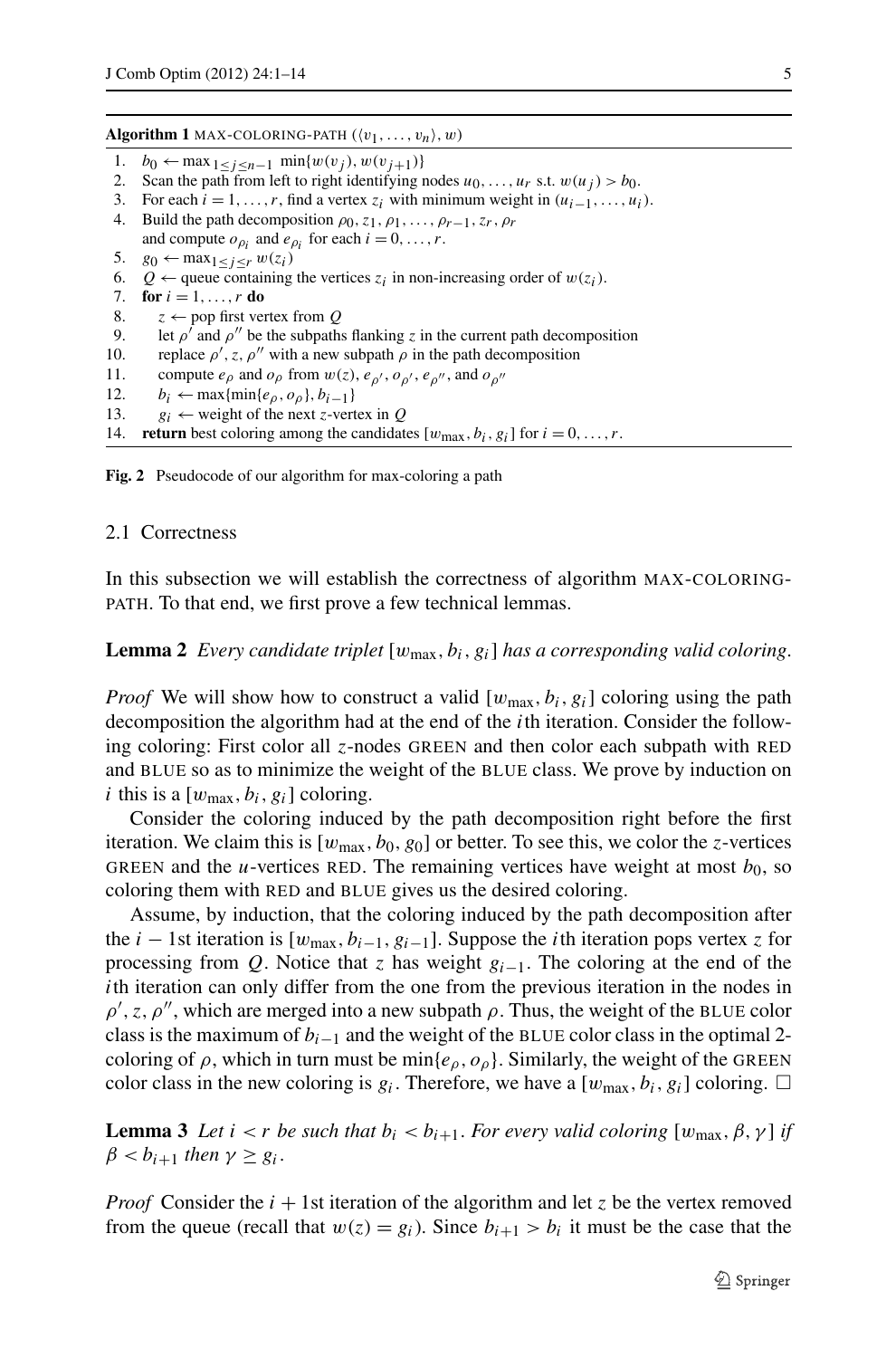**Algorithm 1** MAX-COLORING-PATH ($\langle v_1, \ldots, v_n \rangle, w$)

```
1.  b_0 ← max_{1≤j≤n−1} min{w(v_j), w(v_{j+1})}
2.  Scan the path from left to right identifying nodes u_0, ..., u_r s.t. w(u_j) > b_0.
3.  For each i = 1, ..., r, find a vertex z_i with minimum weight in (u_{i−1}, ..., u_i).
4.  Build the path decomposition ρ_0, z_1, ρ_1, ..., ρ_{r−1}, z_r, ρ_r
    and compute o_{ρ_i} and e_{ρ_i} for each i = 0, ..., r.
5.  g_0 ← max_{1≤j≤r} w(z_i)
6.  Q ← queue containing the vertices z_i in non-increasing order of w(z_i).
7.  for i = 1, ..., r do
8.     z ← pop first vertex from Q
9.     let ρ' and ρ'' be the subpaths flanking z in the current path decomposition
10.    replace ρ', z, ρ'' with a new subpath ρ in the path decomposition
11.    compute e_ρ and o_ρ from w(z), e_{ρ'}, o_{ρ'}, e_{ρ''}, and o_{ρ''}
12.    b_i ← max{min{e_ρ, o_ρ}, b_{i−1}}
13.    g_i ← weight of the next z-vertex in Q
14. return best coloring among the candidates [w_max, b_i, g_i] for i = 0, ..., r.
```

**Fig. 2** Pseudocode of our algorithm for max-coloring a path

### 2.1 Correctness

In this subsection we will establish the correctness of algorithm MAX-COLORING-PATH. To that end, we first prove a few technical lemmas.

**Lemma 2** *Every candidate triplet* $[w_{\max}, b_i, g_i]$ *has a corresponding valid coloring.*

*Proof* We will show how to construct a valid $[w_{\max}, b_i, g_i]$ coloring using the path decomposition the algorithm had at the end of the $i$th iteration. Consider the following coloring: First color all $z$-nodes GREEN and then color each subpath with RED and BLUE so as to minimize the weight of the BLUE class. We prove by induction on $i$ this is a $[w_{\max}, b_i, g_i]$ coloring.

Consider the coloring induced by the path decomposition right before the first iteration. We claim this is $[w_{\max}, b_0, g_0]$ or better. To see this, we color the $z$-vertices GREEN and the $u$-vertices RED. The remaining vertices have weight at most $b_0$, so coloring them with RED and BLUE gives us the desired coloring.

Assume, by induction, that the coloring induced by the path decomposition after the $i-1$st iteration is $[w_{\max}, b_{i-1}, g_{i-1}]$. Suppose the $i$th iteration pops vertex $z$ for processing from $Q$. Notice that $z$ has weight $g_{i-1}$. The coloring at the end of the $i$th iteration can only differ from the one from the previous iteration in the nodes in $\rho', z, \rho''$, which are merged into a new subpath $\rho$. Thus, the weight of the BLUE color class is the maximum of $b_{i-1}$ and the weight of the BLUE color class in the optimal 2-coloring of $\rho$, which in turn must be $\min\{e_\rho, o_\rho\}$. Similarly, the weight of the GREEN color class in the new coloring is $g_i$. Therefore, we have a $[w_{\max}, b_i, g_i]$ coloring. □

**Lemma 3** *Let* $i < r$ *be such that* $b_i < b_{i+1}$. *For every valid coloring* $[w_{\max}, \beta, \gamma]$ *if* $\beta < b_{i+1}$ *then* $\gamma \geq g_i$.

*Proof* Consider the $i+1$st iteration of the algorithm and let $z$ be the vertex removed from the queue (recall that $w(z) = g_i$). Since $b_{i+1} > b_i$ it must be the case that the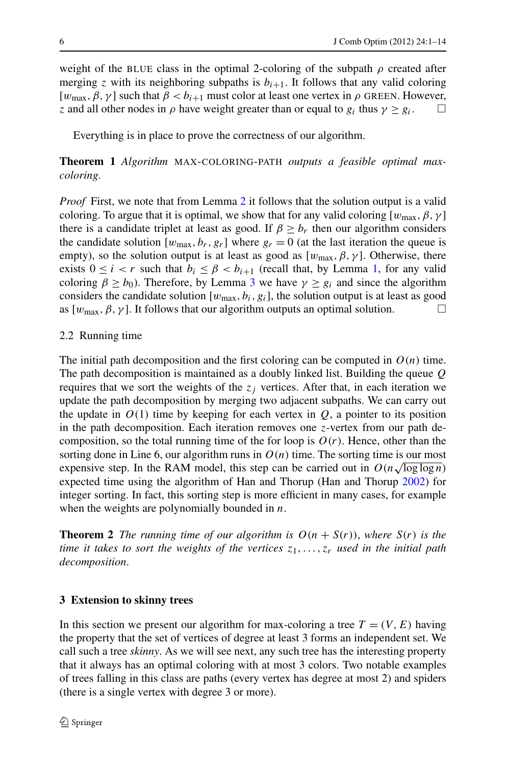weight of the BLUE class in the optimal 2-coloring of the subpath $\rho$ created after merging $z$ with its neighboring subpaths is $b_{i+1}$. It follows that any valid coloring $[w_{\max}, \beta, \gamma]$ such that $\beta < b_{i+1}$ must color at least one vertex in $\rho$ GREEN. However, $z$ and all other nodes in $\rho$ have weight greater than or equal to $g_i$ thus $\gamma \geq g_i$. □

Everything is in place to prove the correctness of our algorithm.

**Theorem 1** *Algorithm* MAX-COLORING-PATH *outputs a feasible optimal max-coloring.*

*Proof* First, we note that from Lemma 2 it follows that the solution output is a valid coloring. To argue that it is optimal, we show that for any valid coloring $[w_{\max}, \beta, \gamma]$ there is a candidate triplet at least as good. If $\beta \geq b_r$ then our algorithm considers the candidate solution $[w_{\max}, b_r, g_r]$ where $g_r = 0$ (at the last iteration the queue is empty), so the solution output is at least as good as $[w_{\max}, \beta, \gamma]$. Otherwise, there exists $0 \leq i < r$ such that $b_i \leq \beta < b_{i+1}$ (recall that, by Lemma 1, for any valid coloring $\beta \geq b_0$). Therefore, by Lemma 3 we have $\gamma \geq g_i$ and since the algorithm considers the candidate solution $[w_{\max}, b_i, g_i]$, the solution output is at least as good as $[w_{\max}, \beta, \gamma]$. It follows that our algorithm outputs an optimal solution. □

### 2.2 Running time

The initial path decomposition and the first coloring can be computed in $O(n)$ time. The path decomposition is maintained as a doubly linked list. Building the queue $Q$ requires that we sort the weights of the $z_j$ vertices. After that, in each iteration we update the path decomposition by merging two adjacent subpaths. We can carry out the update in $O(1)$ time by keeping for each vertex in $Q$, a pointer to its position in the path decomposition. Each iteration removes one $z$-vertex from our path decomposition, so the total running time of the for loop is $O(r)$. Hence, other than the sorting done in Line 6, our algorithm runs in $O(n)$ time. The sorting time is our most expensive step. In the RAM model, this step can be carried out in $O(n\sqrt{\log \log n})$ expected time using the algorithm of Han and Thorup (Han and Thorup 2002) for integer sorting. In fact, this sorting step is more efficient in many cases, for example when the weights are polynomially bounded in $n$.

**Theorem 2** *The running time of our algorithm is $O(n + S(r))$, where $S(r)$ is the time it takes to sort the weights of the vertices $z_1, \ldots, z_r$ used in the initial path decomposition.*

## 3 Extension to skinny trees

In this section we present our algorithm for max-coloring a tree $T = (V, E)$ having the property that the set of vertices of degree at least 3 forms an independent set. We call such a tree *skinny*. As we will see next, any such tree has the interesting property that it always has an optimal coloring with at most 3 colors. Two notable examples of trees falling in this class are paths (every vertex has degree at most 2) and spiders (there is a single vertex with degree 3 or more).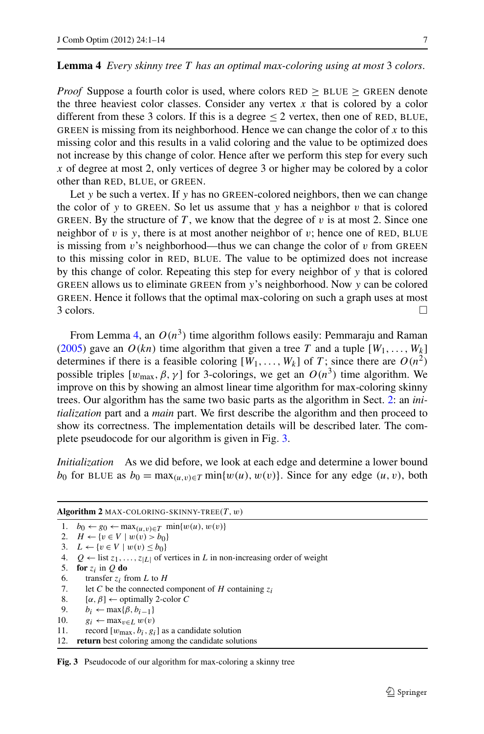**Lemma 4** *Every skinny tree $T$ has an optimal max-coloring using at most 3 colors.*

*Proof* Suppose a fourth color is used, where colors RED $\geq$ BLUE $\geq$ GREEN denote the three heaviest color classes. Consider any vertex $x$ that is colored by a color different from these 3 colors. If this is a degree $\leq 2$ vertex, then one of RED, BLUE, GREEN is missing from its neighborhood. Hence we can change the color of $x$ to this missing color and this results in a valid coloring and the value to be optimized does not increase by this change of color. Hence after we perform this step for every such $x$ of degree at most 2, only vertices of degree 3 or higher may be colored by a color other than RED, BLUE, or GREEN.

Let $y$ be such a vertex. If $y$ has no GREEN-colored neighbors, then we can change the color of $y$ to GREEN. So let us assume that $y$ has a neighbor $v$ that is colored GREEN. By the structure of $T$, we know that the degree of $v$ is at most 2. Since one neighbor of $v$ is $y$, there is at most another neighbor of $v$; hence one of RED, BLUE is missing from $v$'s neighborhood—thus we can change the color of $v$ from GREEN to this missing color in RED, BLUE. The value to be optimized does not increase by this change of color. Repeating this step for every neighbor of $y$ that is colored GREEN allows us to eliminate GREEN from $y$'s neighborhood. Now $y$ can be colored GREEN. Hence it follows that the optimal max-coloring on such a graph uses at most 3 colors. □

From Lemma 4, an $O(n^3)$ time algorithm follows easily: Pemmaraju and Raman (2005) gave an $O(kn)$ time algorithm that given a tree $T$ and a tuple $[W_1, \ldots, W_k]$ determines if there is a feasible coloring $[W_1, \ldots, W_k]$ of $T$; since there are $O(n^2)$ possible triples $[w_{\max}, \beta, \gamma]$ for 3-colorings, we get an $O(n^3)$ time algorithm. We improve on this by showing an almost linear time algorithm for max-coloring skinny trees. Our algorithm has the same two basic parts as the algorithm in Sect. 2: an *initialization* part and a *main* part. We first describe the algorithm and then proceed to show its correctness. The implementation details will be described later. The complete pseudocode for our algorithm is given in Fig. 3.

*Initialization* As we did before, we look at each edge and determine a lower bound $b_0$ for BLUE as $b_0 = \max_{(u,v)\in T} \min\{w(u), w(v)\}$. Since for any edge $(u, v)$, both

**Algorithm 2** MAX-COLORING-SKINNY-TREE($T$, $w$)

```
1.  b_0 ← g_0 ← max_{(u,v)∈T} min{w(u), w(v)}
2.  H ← {v ∈ V | w(v) > b_0}
3.  L ← {v ∈ V | w(v) ≤ b_0}
4.  Q ← list z_1, ..., z_|L| of vertices in L in non-increasing order of weight
5.  for z_i in Q do
6.      transfer z_i from L to H
7.      let C be the connected component of H containing z_i
8.      [α, β] ← optimally 2-color C
9.      b_i ← max{β, b_{i-1}}
10.     g_i ← max_{v∈L} w(v)
11.     record [w_max, b_i, g_i] as a candidate solution
12. return best coloring among the candidate solutions
```

**Fig. 3** Pseudocode of our algorithm for max-coloring a skinny tree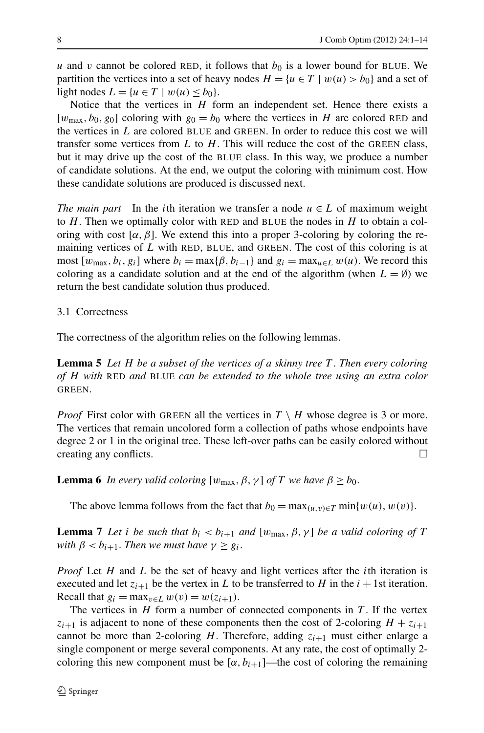$u$ and $v$ cannot be colored RED, it follows that $b_0$ is a lower bound for BLUE. We partition the vertices into a set of heavy nodes $H = \{u \in T \mid w(u) > b_0\}$ and a set of light nodes $L = \{u \in T \mid w(u) \leq b_0\}$.

Notice that the vertices in $H$ form an independent set. Hence there exists a $[w_{\max}, b_0, g_0]$ coloring with $g_0 = b_0$ where the vertices in $H$ are colored RED and the vertices in $L$ are colored BLUE and GREEN. In order to reduce this cost we will transfer some vertices from $L$ to $H$. This will reduce the cost of the GREEN class, but it may drive up the cost of the BLUE class. In this way, we produce a number of candidate solutions. At the end, we output the coloring with minimum cost. How these candidate solutions are produced is discussed next.

*The main part* In the $i$th iteration we transfer a node $u \in L$ of maximum weight to $H$. Then we optimally color with RED and BLUE the nodes in $H$ to obtain a coloring with cost $[\alpha, \beta]$. We extend this into a proper 3-coloring by coloring the remaining vertices of $L$ with RED, BLUE, and GREEN. The cost of this coloring is at most $[w_{\max}, b_i, g_i]$ where $b_i = \max\{\beta, b_{i-1}\}$ and $g_i = \max_{u \in L} w(u)$. We record this coloring as a candidate solution and at the end of the algorithm (when $L = \emptyset$) we return the best candidate solution thus produced.

### 3.1 Correctness

The correctness of the algorithm relies on the following lemmas.

**Lemma 5** *Let $H$ be a subset of the vertices of a skinny tree $T$. Then every coloring of $H$ with* RED *and* BLUE *can be extended to the whole tree using an extra color* GREEN.

*Proof* First color with GREEN all the vertices in $T \setminus H$ whose degree is 3 or more. The vertices that remain uncolored form a collection of paths whose endpoints have degree 2 or 1 in the original tree. These left-over paths can be easily colored without creating any conflicts. □

**Lemma 6** *In every valid coloring $[w_{\max}, \beta, \gamma]$ of $T$ we have $\beta \geq b_0$.*

The above lemma follows from the fact that $b_0 = \max_{(u,v) \in T} \min\{w(u), w(v)\}$.

**Lemma 7** *Let $i$ be such that $b_i < b_{i+1}$ and $[w_{\max}, \beta, \gamma]$ be a valid coloring of $T$ with $\beta < b_{i+1}$. Then we must have $\gamma \geq g_i$.*

*Proof* Let $H$ and $L$ be the set of heavy and light vertices after the $i$th iteration is executed and let $z_{i+1}$ be the vertex in $L$ to be transferred to $H$ in the $i+1$st iteration. Recall that $g_i = \max_{v \in L} w(v) = w(z_{i+1})$.

The vertices in $H$ form a number of connected components in $T$. If the vertex $z_{i+1}$ is adjacent to none of these components then the cost of 2-coloring $H + z_{i+1}$ cannot be more than 2-coloring $H$. Therefore, adding $z_{i+1}$ must either enlarge a single component or merge several components. At any rate, the cost of optimally 2-coloring this new component must be $[\alpha, b_{i+1}]$—the cost of coloring the remaining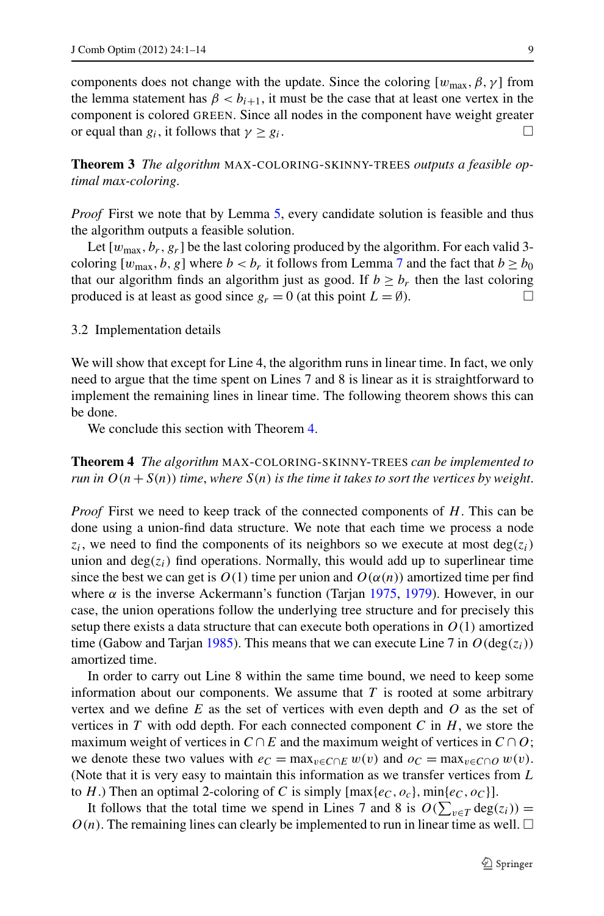components does not change with the update. Since the coloring $[w_{\max}, \beta, \gamma]$ from the lemma statement has $\beta < b_{i+1}$, it must be the case that at least one vertex in the component is colored GREEN. Since all nodes in the component have weight greater or equal than $g_i$, it follows that $\gamma \geq g_i$. □

**Theorem 3** *The algorithm* MAX-COLORING-SKINNY-TREES *outputs a feasible optimal max-coloring.*

*Proof* First we note that by Lemma 5, every candidate solution is feasible and thus the algorithm outputs a feasible solution.

Let $[w_{\max}, b_r, g_r]$ be the last coloring produced by the algorithm. For each valid 3-coloring $[w_{\max}, b, g]$ where $b < b_r$ it follows from Lemma 7 and the fact that $b \geq b_0$ that our algorithm finds an algorithm just as good. If $b \geq b_r$ then the last coloring produced is at least as good since $g_r = 0$ (at this point $L = \emptyset$). □

### 3.2 Implementation details

We will show that except for Line 4, the algorithm runs in linear time. In fact, we only need to argue that the time spent on Lines 7 and 8 is linear as it is straightforward to implement the remaining lines in linear time. The following theorem shows this can be done.

We conclude this section with Theorem 4.

**Theorem 4** *The algorithm* MAX-COLORING-SKINNY-TREES *can be implemented to run in $O(n + S(n))$ time, where $S(n)$ is the time it takes to sort the vertices by weight.*

*Proof* First we need to keep track of the connected components of $H$. This can be done using a union-find data structure. We note that each time we process a node $z_i$, we need to find the components of its neighbors so we execute at most $\deg(z_i)$ union and $\deg(z_i)$ find operations. Normally, this would add up to superlinear time since the best we can get is $O(1)$ time per union and $O(\alpha(n))$ amortized time per find where $\alpha$ is the inverse Ackermann's function (Tarjan 1975, 1979). However, in our case, the union operations follow the underlying tree structure and for precisely this setup there exists a data structure that can execute both operations in $O(1)$ amortized time (Gabow and Tarjan 1985). This means that we can execute Line 7 in $O(\deg(z_i))$ amortized time.

In order to carry out Line 8 within the same time bound, we need to keep some information about our components. We assume that $T$ is rooted at some arbitrary vertex and we define $E$ as the set of vertices with even depth and $O$ as the set of vertices in $T$ with odd depth. For each connected component $C$ in $H$, we store the maximum weight of vertices in $C \cap E$ and the maximum weight of vertices in $C \cap O$; we denote these two values with $e_C = \max_{v \in C \cap E} w(v)$ and $o_C = \max_{v \in C \cap O} w(v)$. (Note that it is very easy to maintain this information as we transfer vertices from $L$ to $H$.) Then an optimal 2-coloring of $C$ is simply $[\max\{e_C, o_c\}, \min\{e_C, o_C\}]$.

It follows that the total time we spend in Lines 7 and 8 is $O(\sum_{v \in T} \deg(z_i)) = O(n)$. The remaining lines can clearly be implemented to run in linear time as well. □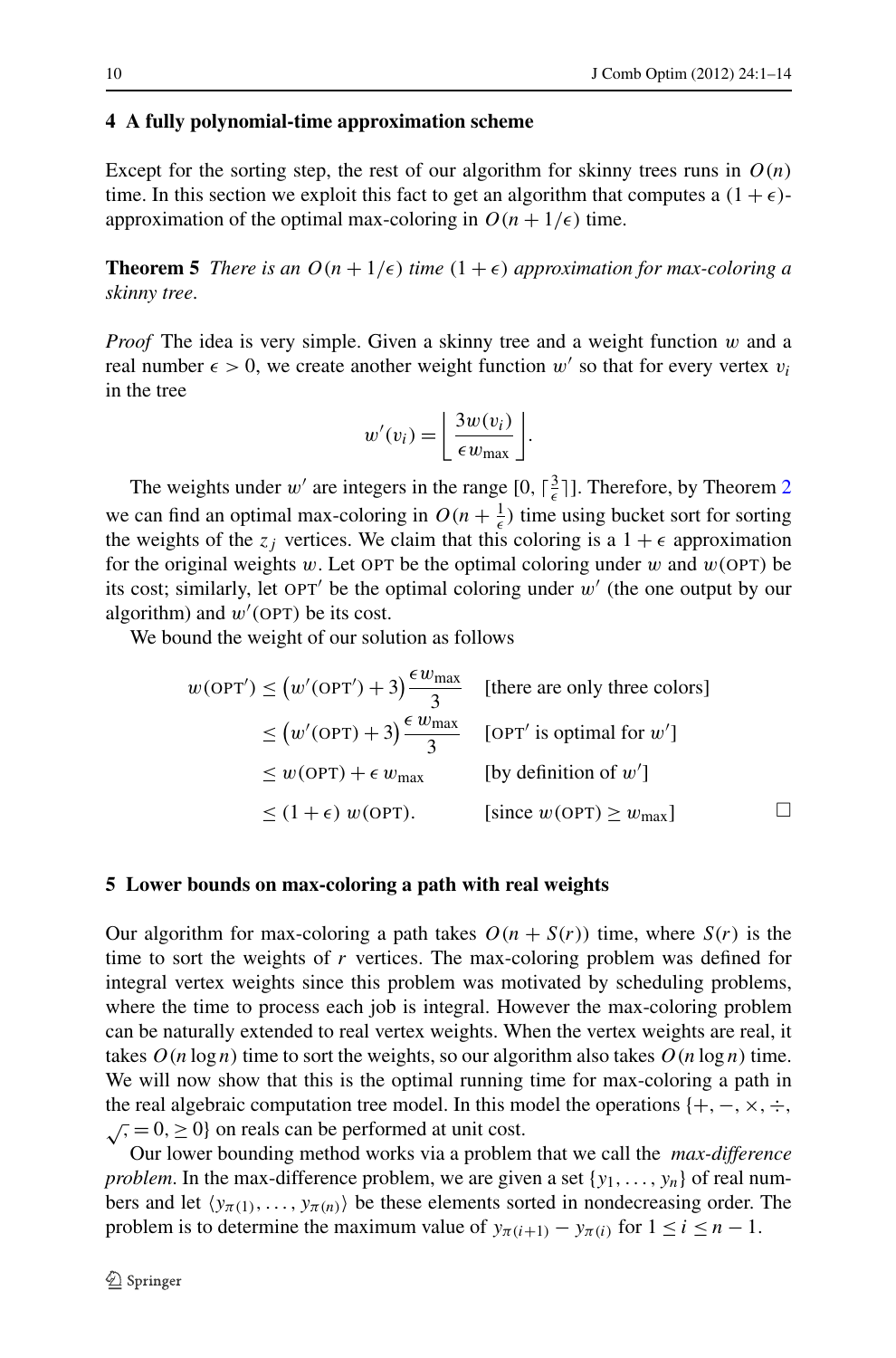## 4 A fully polynomial-time approximation scheme

Except for the sorting step, the rest of our algorithm for skinny trees runs in $O(n)$ time. In this section we exploit this fact to get an algorithm that computes a $(1+\epsilon)$-approximation of the optimal max-coloring in $O(n + 1/\epsilon)$ time.

**Theorem 5** *There is an $O(n+1/\epsilon)$ time $(1+\epsilon)$ approximation for max-coloring a skinny tree.*

*Proof* The idea is very simple. Given a skinny tree and a weight function $w$ and a real number $\epsilon > 0$, we create another weight function $w'$ so that for every vertex $v_i$ in the tree

$$w'(v_i) = \left\lfloor \frac{3w(v_i)}{\epsilon w_{\max}} \right\rfloor.$$

The weights under $w'$ are integers in the range $[0, \lceil \frac{3}{\epsilon} \rceil]$. Therefore, by Theorem 2 we can find an optimal max-coloring in $O(n + \frac{1}{\epsilon})$ time using bucket sort for sorting the weights of the $z_j$ vertices. We claim that this coloring is a $1+\epsilon$ approximation for the original weights $w$. Let OPT be the optimal coloring under $w$ and $w(\text{OPT})$ be its cost; similarly, let OPT$'$ be the optimal coloring under $w'$ (the one output by our algorithm) and $w'(\text{OPT})$ be its cost.

We bound the weight of our solution as follows

$$\begin{aligned}
w(\text{OPT}') &\le \left(w'(\text{OPT}') + 3\right)\frac{\epsilon w_{\max}}{3} && \text{[there are only three colors]}\\
&\le \left(w'(\text{OPT}) + 3\right)\frac{\epsilon\, w_{\max}}{3} && \text{[OPT}' \text{ is optimal for } w'\text{]}\\
&\le w(\text{OPT}) + \epsilon\, w_{\max} && \text{[by definition of } w'\text{]}\\
&\le (1+\epsilon)\, w(\text{OPT}). && \text{[since } w(\text{OPT}) \ge w_{\max}\text{]}
\end{aligned}$$

□

## 5 Lower bounds on max-coloring a path with real weights

Our algorithm for max-coloring a path takes $O(n + S(r))$ time, where $S(r)$ is the time to sort the weights of $r$ vertices. The max-coloring problem was defined for integral vertex weights since this problem was motivated by scheduling problems, where the time to process each job is integral. However the max-coloring problem can be naturally extended to real vertex weights. When the vertex weights are real, it takes $O(n \log n)$ time to sort the weights, so our algorithm also takes $O(n \log n)$ time. We will now show that this is the optimal running time for max-coloring a path in the real algebraic computation tree model. In this model the operations $\{+, -, \times, \div, \sqrt{}, = 0, \ge 0\}$ on reals can be performed at unit cost.

Our lower bounding method works via a problem that we call the *max-difference problem*. In the max-difference problem, we are given a set $\{y_1, \ldots, y_n\}$ of real numbers and let $\langle y_{\pi(1)}, \ldots, y_{\pi(n)} \rangle$ be these elements sorted in nondecreasing order. The problem is to determine the maximum value of $y_{\pi(i+1)} - y_{\pi(i)}$ for $1 \le i \le n-1$.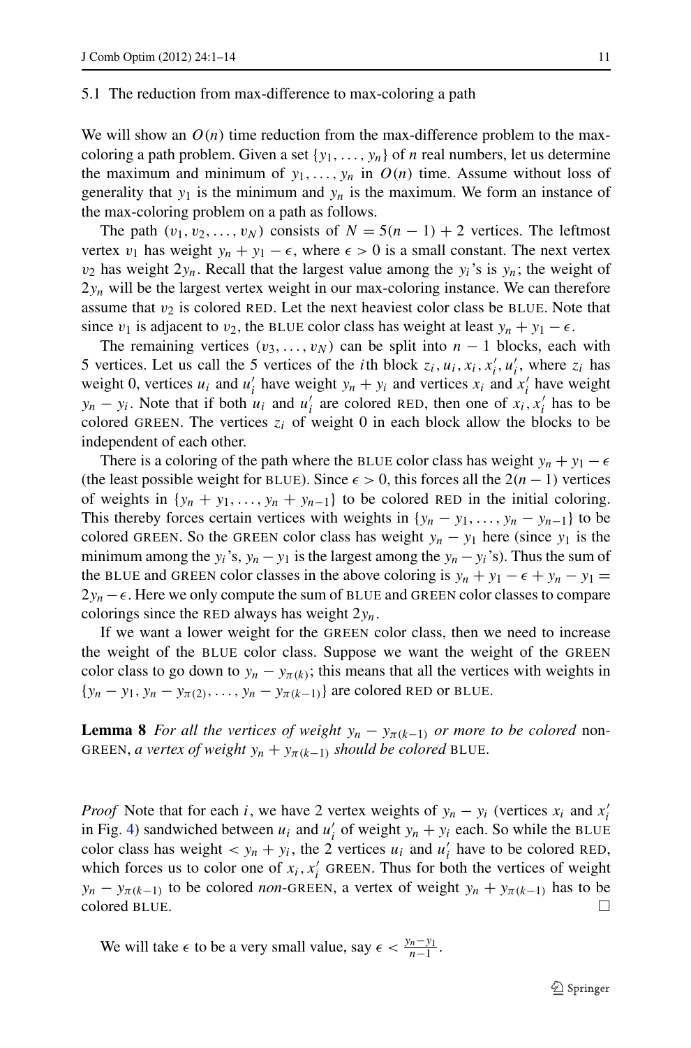### 5.1 The reduction from max-difference to max-coloring a path

We will show an $O(n)$ time reduction from the max-difference problem to the max-coloring a path problem. Given a set $\{y_1, \ldots, y_n\}$ of $n$ real numbers, let us determine the maximum and minimum of $y_1, \ldots, y_n$ in $O(n)$ time. Assume without loss of generality that $y_1$ is the minimum and $y_n$ is the maximum. We form an instance of the max-coloring problem on a path as follows.

The path $(v_1, v_2, \ldots, v_N)$ consists of $N = 5(n-1) + 2$ vertices. The leftmost vertex $v_1$ has weight $y_n + y_1 - \epsilon$, where $\epsilon > 0$ is a small constant. The next vertex $v_2$ has weight $2y_n$. Recall that the largest value among the $y_i$'s is $y_n$; the weight of $2y_n$ will be the largest vertex weight in our max-coloring instance. We can therefore assume that $v_2$ is colored RED. Let the next heaviest color class be BLUE. Note that since $v_1$ is adjacent to $v_2$, the BLUE color class has weight at least $y_n + y_1 - \epsilon$.

The remaining vertices $(v_3, \ldots, v_N)$ can be split into $n-1$ blocks, each with 5 vertices. Let us call the 5 vertices of the $i$th block $z_i, u_i, x_i, x_i', u_i'$, where $z_i$ has weight 0, vertices $u_i$ and $u_i'$ have weight $y_n + y_i$ and vertices $x_i$ and $x_i'$ have weight $y_n - y_i$. Note that if both $u_i$ and $u_i'$ are colored RED, then one of $x_i, x_i'$ has to be colored GREEN. The vertices $z_i$ of weight 0 in each block allow the blocks to be independent of each other.

There is a coloring of the path where the BLUE color class has weight $y_n + y_1 - \epsilon$ (the least possible weight for BLUE). Since $\epsilon > 0$, this forces all the $2(n-1)$ vertices of weights in $\{y_n + y_1, \ldots, y_n + y_{n-1}\}$ to be colored RED in the initial coloring. This thereby forces certain vertices with weights in $\{y_n - y_1, \ldots, y_n - y_{n-1}\}$ to be colored GREEN. So the GREEN color class has weight $y_n - y_1$ here (since $y_1$ is the minimum among the $y_i$'s, $y_n - y_1$ is the largest among the $y_n - y_i$'s). Thus the sum of the BLUE and GREEN color classes in the above coloring is $y_n + y_1 - \epsilon + y_n - y_1 = 2y_n - \epsilon$. Here we only compute the sum of BLUE and GREEN color classes to compare colorings since the RED always has weight $2y_n$.

If we want a lower weight for the GREEN color class, then we need to increase the weight of the BLUE color class. Suppose we want the weight of the GREEN color class to go down to $y_n - y_{\pi(k)}$; this means that all the vertices with weights in $\{y_n - y_1, y_n - y_{\pi(2)}, \ldots, y_n - y_{\pi(k-1)}\}$ are colored RED or BLUE.

**Lemma 8** *For all the vertices of weight $y_n - y_{\pi(k-1)}$ or more to be colored* non-GREEN, *a vertex of weight $y_n + y_{\pi(k-1)}$ should be colored* BLUE.

*Proof* Note that for each $i$, we have 2 vertex weights of $y_n - y_i$ (vertices $x_i$ and $x_i'$ in Fig. 4) sandwiched between $u_i$ and $u_i'$ of weight $y_n + y_i$ each. So while the BLUE color class has weight $< y_n + y_i$, the 2 vertices $u_i$ and $u_i'$ have to be colored RED, which forces us to color one of $x_i, x_i'$ GREEN. Thus for both the vertices of weight $y_n - y_{\pi(k-1)}$ to be colored *non*-GREEN, a vertex of weight $y_n + y_{\pi(k-1)}$ has to be colored BLUE. □

We will take $\epsilon$ to be a very small value, say $\epsilon < \frac{y_n - y_1}{n-1}$.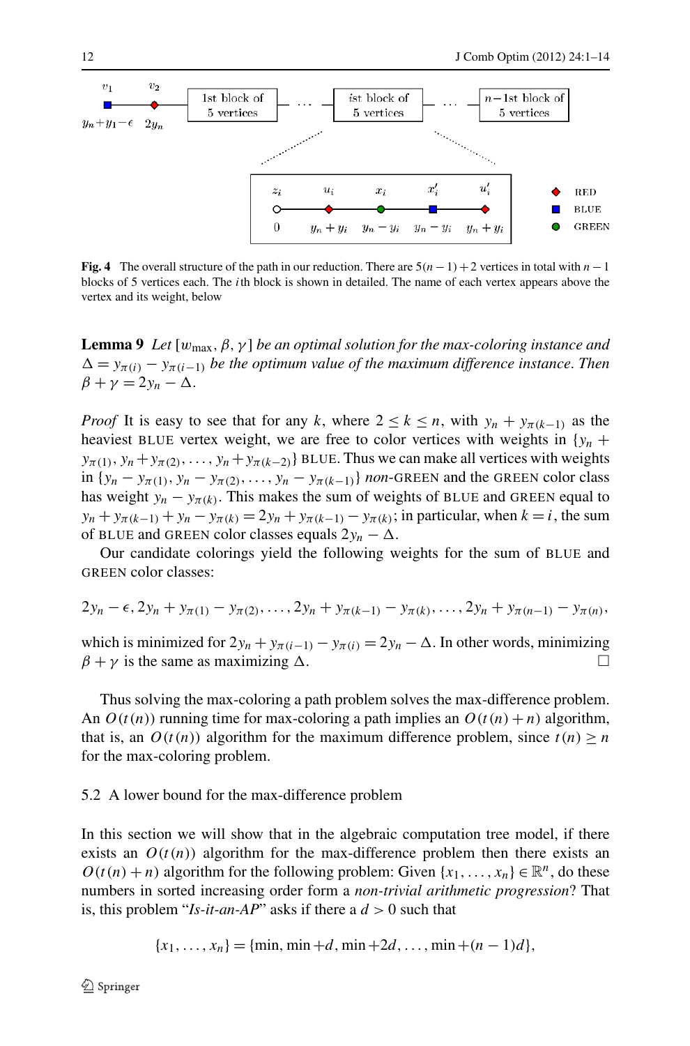**Fig. 4** The overall structure of the path in our reduction. There are $5(n-1)+2$ vertices in total with $n-1$ blocks of 5 vertices each. The $i$th block is shown in detailed. The name of each vertex appears above the vertex and its weight, below

**Lemma 9** *Let* $[w_{\max}, \beta, \gamma]$ *be an optimal solution for the max-coloring instance and* $\Delta = y_{\pi(i)} - y_{\pi(i-1)}$ *be the optimum value of the maximum difference instance. Then* $\beta + \gamma = 2y_n - \Delta$.

*Proof* It is easy to see that for any $k$, where $2 \leq k \leq n$, with $y_n + y_{\pi(k-1)}$ as the heaviest BLUE vertex weight, we are free to color vertices with weights in $\{y_n + y_{\pi(1)}, y_n + y_{\pi(2)}, \ldots, y_n + y_{\pi(k-2)}\}$ BLUE. Thus we can make all vertices with weights in $\{y_n - y_{\pi(1)}, y_n - y_{\pi(2)}, \ldots, y_n - y_{\pi(k-1)}\}$ *non*-GREEN and the GREEN color class has weight $y_n - y_{\pi(k)}$. This makes the sum of weights of BLUE and GREEN equal to $y_n + y_{\pi(k-1)} + y_n - y_{\pi(k)} = 2y_n + y_{\pi(k-1)} - y_{\pi(k)}$; in particular, when $k = i$, the sum of BLUE and GREEN color classes equals $2y_n - \Delta$.

Our candidate colorings yield the following weights for the sum of BLUE and GREEN color classes:

$$2y_n - \epsilon, 2y_n + y_{\pi(1)} - y_{\pi(2)}, \ldots, 2y_n + y_{\pi(k-1)} - y_{\pi(k)}, \ldots, 2y_n + y_{\pi(n-1)} - y_{\pi(n)},$$

which is minimized for $2y_n + y_{\pi(i-1)} - y_{\pi(i)} = 2y_n - \Delta$. In other words, minimizing $\beta + \gamma$ is the same as maximizing $\Delta$. $\square$

Thus solving the max-coloring a path problem solves the max-difference problem. An $O(t(n))$ running time for max-coloring a path implies an $O(t(n) + n)$ algorithm, that is, an $O(t(n))$ algorithm for the maximum difference problem, since $t(n) \geq n$ for the max-coloring problem.

### 5.2 A lower bound for the max-difference problem

In this section we will show that in the algebraic computation tree model, if there exists an $O(t(n))$ algorithm for the max-difference problem then there exists an $O(t(n) + n)$ algorithm for the following problem: Given $\{x_1, \ldots, x_n\} \in \mathbb{R}^n$, do these numbers in sorted increasing order form a *non-trivial arithmetic progression*? That is, this problem "*Is-it-an-AP*" asks if there a $d > 0$ such that

$$\{x_1, \ldots, x_n\} = \{\min, \min + d, \min + 2d, \ldots, \min + (n-1)d\},$$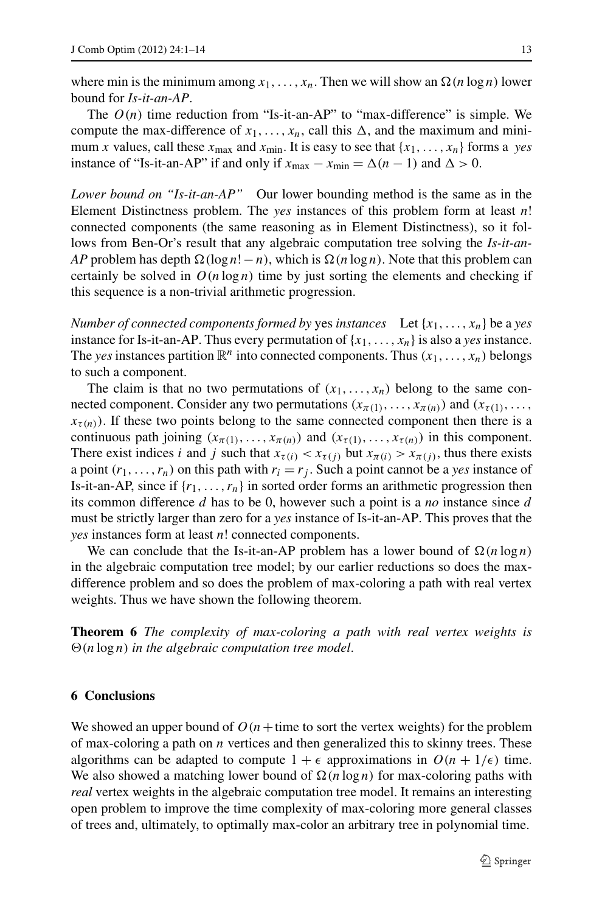where min is the minimum among $x_1, \ldots, x_n$. Then we will show an $\Omega(n \log n)$ lower bound for *Is-it-an-AP*.

The $O(n)$ time reduction from "Is-it-an-AP" to "max-difference" is simple. We compute the max-difference of $x_1, \ldots, x_n$, call this $\Delta$, and the maximum and minimum $x$ values, call these $x_{\max}$ and $x_{\min}$. It is easy to see that $\{x_1, \ldots, x_n\}$ forms a *yes* instance of "Is-it-an-AP" if and only if $x_{\max} - x_{\min} = \Delta(n-1)$ and $\Delta > 0$.

*Lower bound on "Is-it-an-AP"* Our lower bounding method is the same as in the Element Distinctness problem. The *yes* instances of this problem form at least $n!$ connected components (the same reasoning as in Element Distinctness), so it follows from Ben-Or's result that any algebraic computation tree solving the *Is-it-an-AP* problem has depth $\Omega(\log n! - n)$, which is $\Omega(n \log n)$. Note that this problem can certainly be solved in $O(n \log n)$ time by just sorting the elements and checking if this sequence is a non-trivial arithmetic progression.

*Number of connected components formed by* yes *instances* Let $\{x_1, \ldots, x_n\}$ be a *yes* instance for Is-it-an-AP. Thus every permutation of $\{x_1, \ldots, x_n\}$ is also a *yes* instance. The *yes* instances partition $\mathbb{R}^n$ into connected components. Thus $(x_1, \ldots, x_n)$ belongs to such a component.

The claim is that no two permutations of $(x_1, \ldots, x_n)$ belong to the same connected component. Consider any two permutations $(x_{\pi(1)}, \ldots, x_{\pi(n)})$ and $(x_{\tau(1)}, \ldots, x_{\tau(n)})$. If these two points belong to the same connected component then there is a continuous path joining $(x_{\pi(1)}, \ldots, x_{\pi(n)})$ and $(x_{\tau(1)}, \ldots, x_{\tau(n)})$ in this component. There exist indices $i$ and $j$ such that $x_{\tau(i)} < x_{\tau(j)}$ but $x_{\pi(i)} > x_{\pi(j)}$, thus there exists a point $(r_1, \ldots, r_n)$ on this path with $r_i = r_j$. Such a point cannot be a *yes* instance of Is-it-an-AP, since if $\{r_1, \ldots, r_n\}$ in sorted order forms an arithmetic progression then its common difference $d$ has to be 0, however such a point is a *no* instance since $d$ must be strictly larger than zero for a *yes* instance of Is-it-an-AP. This proves that the *yes* instances form at least $n!$ connected components.

We can conclude that the Is-it-an-AP problem has a lower bound of $\Omega(n \log n)$ in the algebraic computation tree model; by our earlier reductions so does the max-difference problem and so does the problem of max-coloring a path with real vertex weights. Thus we have shown the following theorem.

**Theorem 6** *The complexity of max-coloring a path with real vertex weights is $\Theta(n \log n)$ in the algebraic computation tree model.*

## 6 Conclusions

We showed an upper bound of $O(n + \text{time to sort the vertex weights})$ for the problem of max-coloring a path on $n$ vertices and then generalized this to skinny trees. These algorithms can be adapted to compute $1 + \epsilon$ approximations in $O(n + 1/\epsilon)$ time. We also showed a matching lower bound of $\Omega(n \log n)$ for max-coloring paths with *real* vertex weights in the algebraic computation tree model. It remains an interesting open problem to improve the time complexity of max-coloring more general classes of trees and, ultimately, to optimally max-color an arbitrary tree in polynomial time.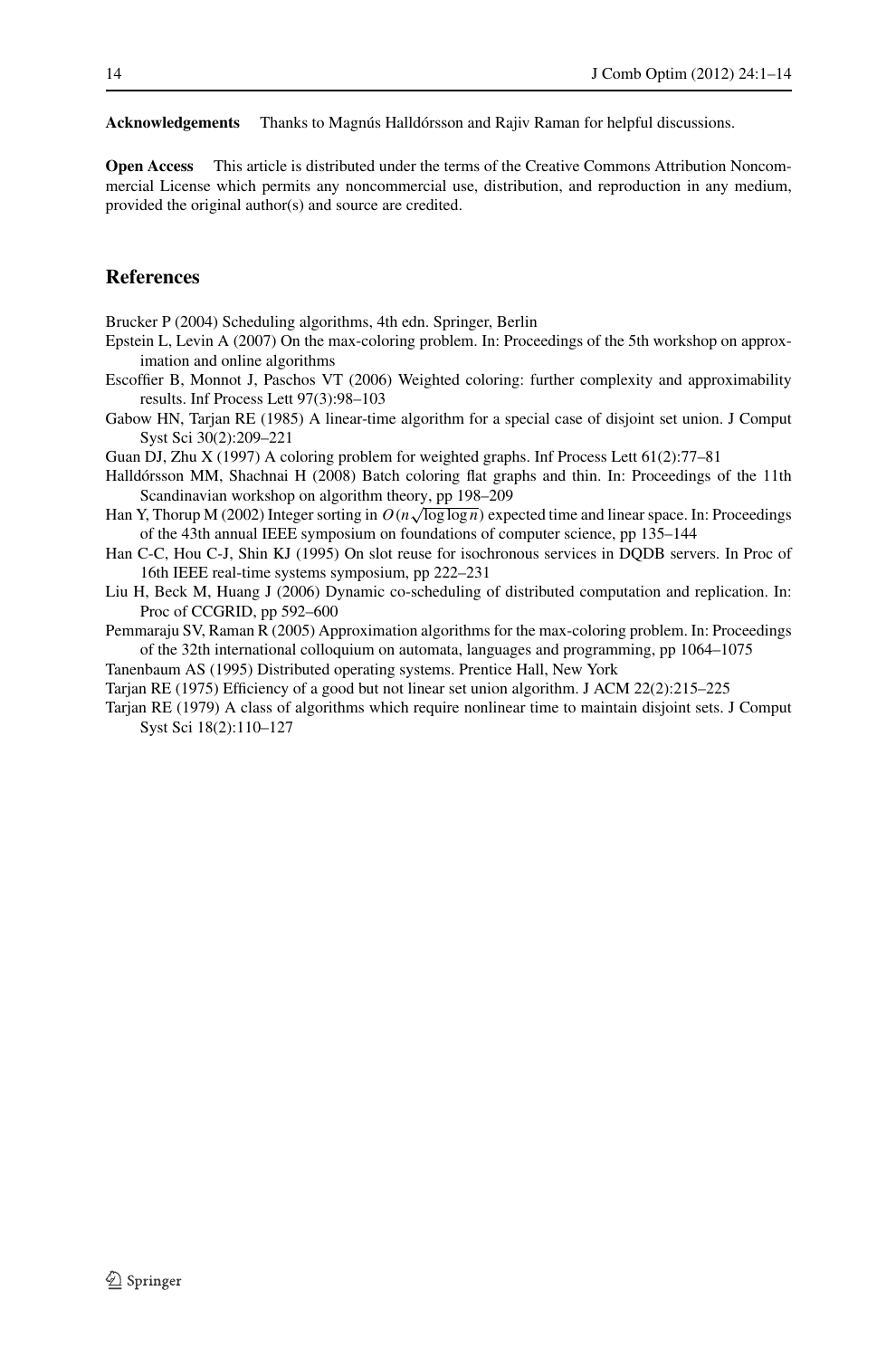**Acknowledgements** Thanks to Magnús Halldórsson and Rajiv Raman for helpful discussions.

**Open Access** This article is distributed under the terms of the Creative Commons Attribution Noncommercial License which permits any noncommercial use, distribution, and reproduction in any medium, provided the original author(s) and source are credited.

## References

Brucker P (2004) Scheduling algorithms, 4th edn. Springer, Berlin

Epstein L, Levin A (2007) On the max-coloring problem. In: Proceedings of the 5th workshop on approximation and online algorithms

Escoffier B, Monnot J, Paschos VT (2006) Weighted coloring: further complexity and approximability results. Inf Process Lett 97(3):98–103

Gabow HN, Tarjan RE (1985) A linear-time algorithm for a special case of disjoint set union. J Comput Syst Sci 30(2):209–221

Guan DJ, Zhu X (1997) A coloring problem for weighted graphs. Inf Process Lett 61(2):77–81

Halldórsson MM, Shachnai H (2008) Batch coloring flat graphs and thin. In: Proceedings of the 11th Scandinavian workshop on algorithm theory, pp 198–209

Han Y, Thorup M (2002) Integer sorting in $O(n\sqrt{\log\log n})$ expected time and linear space. In: Proceedings of the 43th annual IEEE symposium on foundations of computer science, pp 135–144

Han C-C, Hou C-J, Shin KJ (1995) On slot reuse for isochronous services in DQDB servers. In Proc of 16th IEEE real-time systems symposium, pp 222–231

Liu H, Beck M, Huang J (2006) Dynamic co-scheduling of distributed computation and replication. In: Proc of CCGRID, pp 592–600

Pemmaraju SV, Raman R (2005) Approximation algorithms for the max-coloring problem. In: Proceedings of the 32th international colloquium on automata, languages and programming, pp 1064–1075

Tanenbaum AS (1995) Distributed operating systems. Prentice Hall, New York

Tarjan RE (1975) Efficiency of a good but not linear set union algorithm. J ACM 22(2):215–225

Tarjan RE (1979) A class of algorithms which require nonlinear time to maintain disjoint sets. J Comput Syst Sci 18(2):110–127